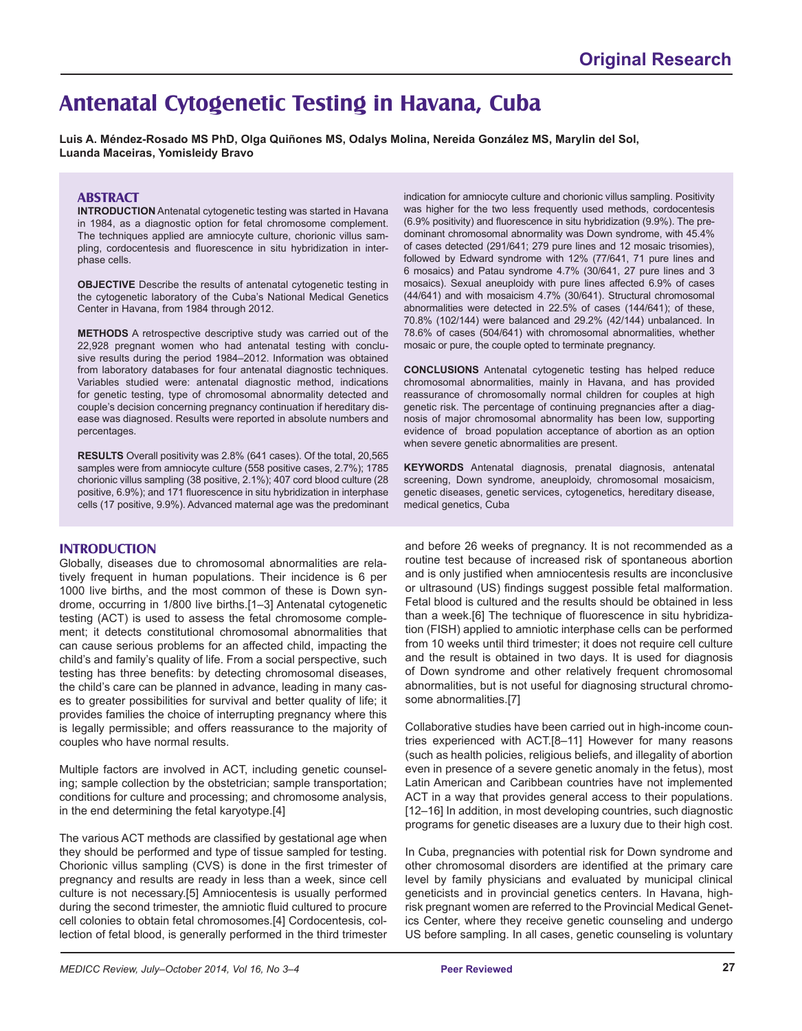Original Research

# Antenatal Cytogenetic Testing in Havana, Cuba

**Luis A. Méndez-Rosado MS PhD, Olga Quiñones MS, Odalys Molina, Nereida González MS, Marylin del Sol, Luanda Maceiras, Yomisleidy Bravo**

## ABSTRACT

**INTRODUCTION** Antenatal cytogenetic testing was started in Havana in 1984, as a diagnostic option for fetal chromosome complement. The techniques applied are amniocyte culture, chorionic villus sampling, cordocentesis and fluorescence in situ hybridization in interphase cells.

**OBJECTIVE** Describe the results of antenatal cytogenetic testing in the cytogenetic laboratory of the Cuba's National Medical Genetics Center in Havana, from 1984 through 2012.

**METHODS** A retrospective descriptive study was carried out of the 22,928 pregnant women who had antenatal testing with conclusive results during the period 1984–2012. Information was obtained from laboratory databases for four antenatal diagnostic techniques. Variables studied were: antenatal diagnostic method, indications for genetic testing, type of chromosomal abnormality detected and couple's decision concerning pregnancy continuation if hereditary disease was diagnosed. Results were reported in absolute numbers and percentages.

**RESULTS** Overall positivity was 2.8% (641 cases). Of the total, 20,565 samples were from amniocyte culture (558 positive cases, 2.7%); 1785 chorionic villus sampling (38 positive, 2.1%); 407 cord blood culture (28 positive, 6.9%); and 171 fluorescence in situ hybridization in interphase cells (17 positive, 9.9%). Advanced maternal age was the predominant indication for amniocyte culture and chorionic villus sampling. Positivity was higher for the two less frequently used methods, cordocentesis (6.9% positivity) and fluorescence in situ hybridization (9.9%). The predominant chromosomal abnormality was Down syndrome, with 45.4% of cases detected (291/641; 279 pure lines and 12 mosaic trisomies), followed by Edward syndrome with 12% (77/641, 71 pure lines and 6 mosaics) and Patau syndrome 4.7% (30/641, 27 pure lines and 3 mosaics). Sexual aneuploidy with pure lines affected 6.9% of cases (44/641) and with mosaicism 4.7% (30/641). Structural chromosomal abnormalities were detected in 22.5% of cases (144/641); of these, 70.8% (102/144) were balanced and 29.2% (42/144) unbalanced. In 78.6% of cases (504/641) with chromosomal abnormalities, whether mosaic or pure, the couple opted to terminate pregnancy.

**CONCLUSIONS** Antenatal cytogenetic testing has helped reduce chromosomal abnormalities, mainly in Havana, and has provided reassurance of chromosomally normal children for couples at high genetic risk. The percentage of continuing pregnancies after a diagnosis of major chromosomal abnormality has been low, supporting evidence of broad population acceptance of abortion as an option when severe genetic abnormalities are present.

**KEYWORDS** Antenatal diagnosis, prenatal diagnosis, antenatal screening, Down syndrome, aneuploidy, chromosomal mosaicism, genetic diseases, genetic services, cytogenetics, hereditary disease, medical genetics, Cuba

## INTRODUCTION

Globally, diseases due to chromosomal abnormalities are relatively frequent in human populations. Their incidence is 6 per 1000 live births, and the most common of these is Down syndrome, occurring in 1/800 live births.[1–3] Antenatal cytogenetic testing (ACT) is used to assess the fetal chromosome complement; it detects constitutional chromosomal abnormalities that can cause serious problems for an affected child, impacting the child's and family's quality of life. From a social perspective, such testing has three benefits: by detecting chromosomal diseases, the child's care can be planned in advance, leading in many cases to greater possibilities for survival and better quality of life; it provides families the choice of interrupting pregnancy where this is legally permissible; and offers reassurance to the majority of couples who have normal results.

Multiple factors are involved in ACT, including genetic counseling; sample collection by the obstetrician; sample transportation; conditions for culture and processing; and chromosome analysis, in the end determining the fetal karyotype.[4]

The various ACT methods are classified by gestational age when they should be performed and type of tissue sampled for testing. Chorionic villus sampling (CVS) is done in the first trimester of pregnancy and results are ready in less than a week, since cell culture is not necessary.[5] Amniocentesis is usually performed during the second trimester, the amniotic fluid cultured to procure cell colonies to obtain fetal chromosomes.[4] Cordocentesis, collection of fetal blood, is generally performed in the third trimester and before 26 weeks of pregnancy. It is not recommended as a routine test because of increased risk of spontaneous abortion and is only justified when amniocentesis results are inconclusive or ultrasound (US) findings suggest possible fetal malformation. Fetal blood is cultured and the results should be obtained in less than a week.[6] The technique of fluorescence in situ hybridization (FISH) applied to amniotic interphase cells can be performed from 10 weeks until third trimester; it does not require cell culture and the result is obtained in two days. It is used for diagnosis of Down syndrome and other relatively frequent chromosomal abnormalities, but is not useful for diagnosing structural chromosome abnormalities.[7]

Collaborative studies have been carried out in high-income countries experienced with ACT.[8–11] However for many reasons (such as health policies, religious beliefs, and illegality of abortion even in presence of a severe genetic anomaly in the fetus), most Latin American and Caribbean countries have not implemented ACT in a way that provides general access to their populations.[12–16] In addition, in most developing countries, such diagnostic programs for genetic diseases are a luxury due to their high cost.

In Cuba, pregnancies with potential risk for Down syndrome and other chromosomal disorders are identified at the primary care level by family physicians and evaluated by municipal clinical geneticists and in provincial genetics centers. In Havana, high-risk pregnant women are referred to the Provincial Medical Genetics Center, where they receive genetic counseling and undergo US before sampling. In all cases, genetic counseling is voluntary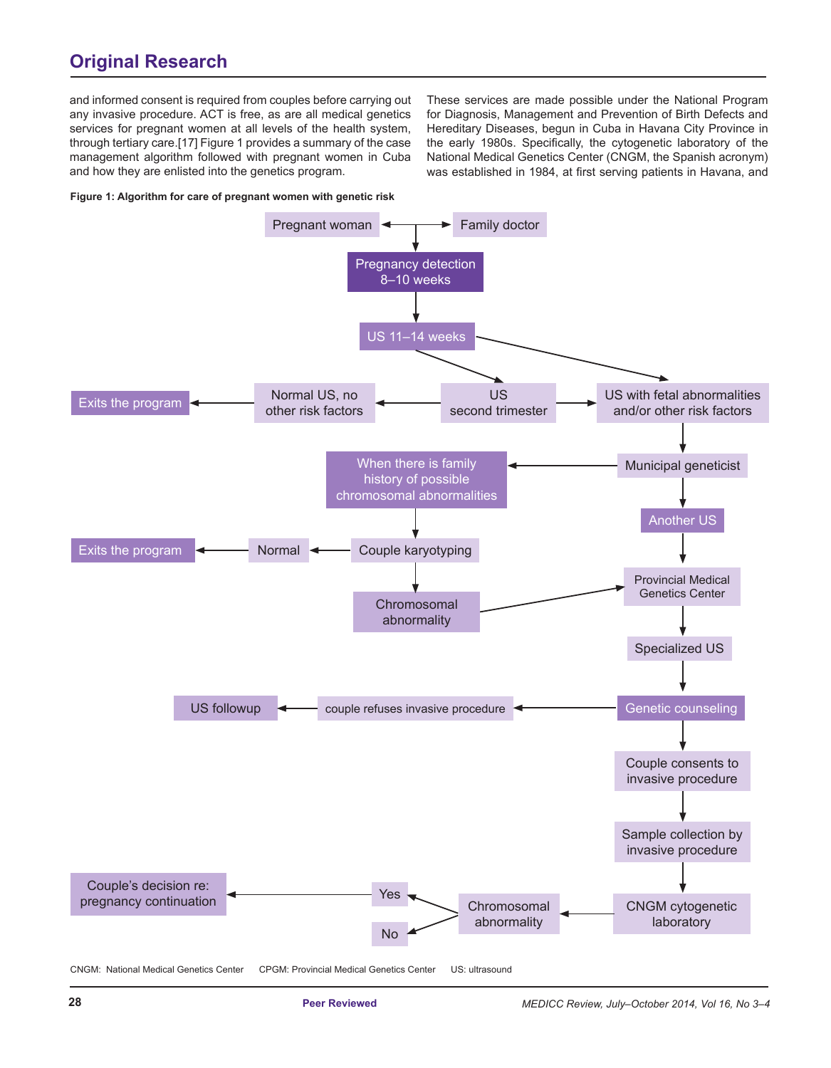and informed consent is required from couples before carrying out any invasive procedure. ACT is free, as are all medical genetics services for pregnant women at all levels of the health system, through tertiary care.[17] Figure 1 provides a summary of the case management algorithm followed with pregnant women in Cuba and how they are enlisted into the genetics program.

These services are made possible under the National Program for Diagnosis, Management and Prevention of Birth Defects and Hereditary Diseases, begun in Cuba in Havana City Province in the early 1980s. Specifically, the cytogenetic laboratory of the National Medical Genetics Center (CNGM, the Spanish acronym) was established in 1984, at first serving patients in Havana, and

**Figure 1: Algorithm for care of pregnant women with genetic risk**

- Pregnant woman ↔ Family doctor
- → Pregnancy detection 8–10 weeks
- → US 11–14 weeks
  - → US second trimester
    - → Normal US, no other risk factors → Exits the program
    - → US with fetal abnormalities and/or other risk factors
  - → US with fetal abnormalities and/or other risk factors
- US with fetal abnormalities and/or other risk factors → Municipal geneticist
  - → When there is family history of possible chromosomal abnormalities → Couple karyotyping
    - → Normal → Exits the program
    - → Chromosomal abnormality → Provincial Medical Genetics Center
  - → Another US → Provincial Medical Genetics Center
- Provincial Medical Genetics Center → Specialized US → Genetic counseling
  - → couple refuses invasive procedure → US followup
  - → Couple consents to invasive procedure → Sample collection by invasive procedure → CNGM cytogenetic laboratory → Chromosomal abnormality
    - → Yes → Couple's decision re: pregnancy continuation
    - → No

CNGM: National Medical Genetics Center CPGM: Provincial Medical Genetics Center US: ultrasound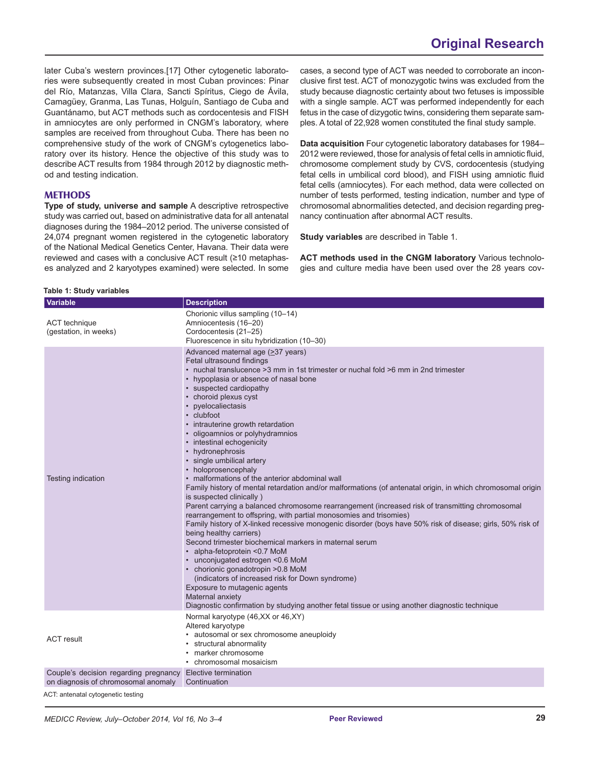later Cuba's western provinces.[17] Other cytogenetic laboratories were subsequently created in most Cuban provinces: Pinar del Río, Matanzas, Villa Clara, Sancti Spíritus, Ciego de Ávila, Camagüey, Granma, Las Tunas, Holguín, Santiago de Cuba and Guantánamo, but ACT methods such as cordocentesis and FISH in amniocytes are only performed in CNGM's laboratory, where samples are received from throughout Cuba. There has been no comprehensive study of the work of CNGM's cytogenetics laboratory over its history. Hence the objective of this study was to describe ACT results from 1984 through 2012 by diagnostic method and testing indication.

## METHODS

**Type of study, universe and sample** A descriptive retrospective study was carried out, based on administrative data for all antenatal diagnoses during the 1984–2012 period. The universe consisted of 24,074 pregnant women registered in the cytogenetic laboratory of the National Medical Genetics Center, Havana. Their data were reviewed and cases with a conclusive ACT result (≥10 metaphases analyzed and 2 karyotypes examined) were selected. In some cases, a second type of ACT was needed to corroborate an inconclusive first test. ACT of monozygotic twins was excluded from the study because diagnostic certainty about two fetuses is impossible with a single sample. ACT was performed independently for each fetus in the case of dizygotic twins, considering them separate samples. A total of 22,928 women constituted the final study sample.

**Data acquisition** Four cytogenetic laboratory databases for 1984–2012 were reviewed, those for analysis of fetal cells in amniotic fluid, chromosome complement study by CVS, cordocentesis (studying fetal cells in umbilical cord blood), and FISH using amniotic fluid fetal cells (amniocytes). For each method, data were collected on number of tests performed, testing indication, number and type of chromosomal abnormalities detected, and decision regarding pregnancy continuation after abnormal ACT results.

**Study variables** are described in Table 1.

**ACT methods used in the CNGM laboratory** Various technologies and culture media have been used over the 28 years cov-

**Table 1: Study variables**

| Variable | Description |
|---|---|
| ACT technique (gestation, in weeks) | Chorionic villus sampling (10–14)<br>Amniocentesis (16–20)<br>Cordocentesis (21–25)<br>Fluorescence in situ hybridization (10–30) |
| Testing indication | Advanced maternal age (≥37 years)<br>Fetal ultrasound findings<br>• nuchal translucence >3 mm in 1st trimester or nuchal fold >6 mm in 2nd trimester<br>• hypoplasia or absence of nasal bone<br>• suspected cardiopathy<br>• choroid plexus cyst<br>• pyelocaliectasis<br>• clubfoot<br>• intrauterine growth retardation<br>• oligoamnios or polyhydramnios<br>• intestinal echogenicity<br>• hydronephrosis<br>• single umbilical artery<br>• holoprosencephaly<br>• malformations of the anterior abdominal wall<br>Family history of mental retardation and/or malformations (of antenatal origin, in which chromosomal origin is suspected clinically )<br>Parent carrying a balanced chromosome rearrangement (increased risk of transmitting chromosomal rearrangement to offspring, with partial monosomies and trisomies)<br>Family history of X-linked recessive monogenic disorder (boys have 50% risk of disease; girls, 50% risk of being healthy carriers)<br>Second trimester biochemical markers in maternal serum<br>• alpha-fetoprotein <0.7 MoM<br>• unconjugated estrogen <0.6 MoM<br>• chorionic gonadotropin >0.8 MoM<br>(indicators of increased risk for Down syndrome)<br>Exposure to mutagenic agents<br>Maternal anxiety<br>Diagnostic confirmation by studying another fetal tissue or using another diagnostic technique |
| ACT result | Normal karyotype (46,XX or 46,XY)<br>Altered karyotype<br>• autosomal or sex chromosome aneuploidy<br>• structural abnormality<br>• marker chromosome<br>• chromosomal mosaicism |
| Couple's decision regarding pregnancy on diagnosis of chromosomal anomaly | Elective termination<br>Continuation |

ACT: antenatal cytogenetic testing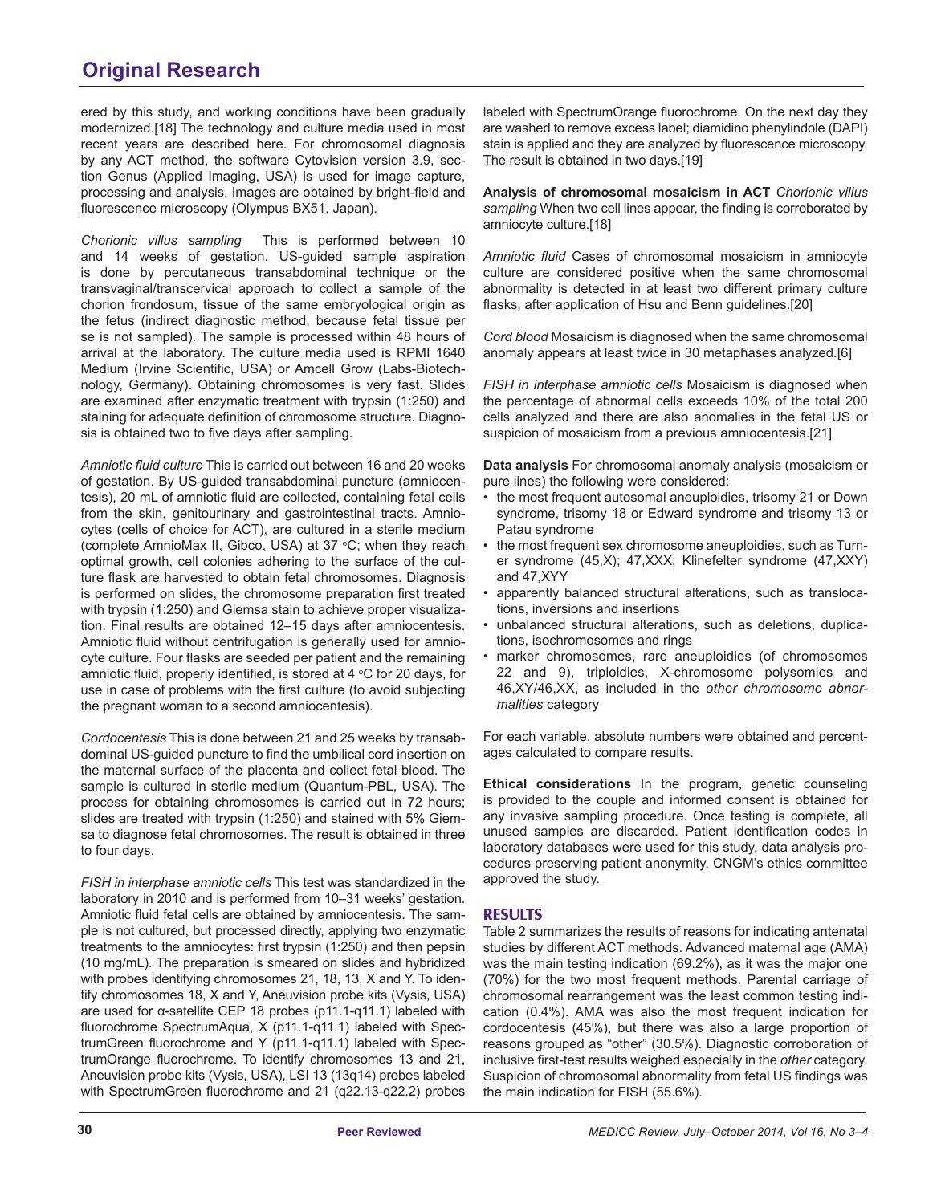ered by this study, and working conditions have been gradually modernized.[18] The technology and culture media used in most recent years are described here. For chromosomal diagnosis by any ACT method, the software Cytovision version 3.9, section Genus (Applied Imaging, USA) is used for image capture, processing and analysis. Images are obtained by bright-field and fluorescence microscopy (Olympus BX51, Japan).

*Chorionic villus sampling* This is performed between 10 and 14 weeks of gestation. US-guided sample aspiration is done by percutaneous transabdominal technique or the transvaginal/transcervical approach to collect a sample of the chorion frondosum, tissue of the same embryological origin as the fetus (indirect diagnostic method, because fetal tissue per se is not sampled). The sample is processed within 48 hours of arrival at the laboratory. The culture media used is RPMI 1640 Medium (Irvine Scientific, USA) or Amcell Grow (Labs-Biotechnology, Germany). Obtaining chromosomes is very fast. Slides are examined after enzymatic treatment with trypsin (1:250) and staining for adequate definition of chromosome structure. Diagnosis is obtained two to five days after sampling.

*Amniotic fluid culture* This is carried out between 16 and 20 weeks of gestation. By US-guided transabdominal puncture (amniocentesis), 20 mL of amniotic fluid are collected, containing fetal cells from the skin, genitourinary and gastrointestinal tracts. Amniocytes (cells of choice for ACT), are cultured in a sterile medium (complete AmnioMax II, Gibco, USA) at 37 °C; when they reach optimal growth, cell colonies adhering to the surface of the culture flask are harvested to obtain fetal chromosomes. Diagnosis is performed on slides, the chromosome preparation first treated with trypsin (1:250) and Giemsa stain to achieve proper visualization. Final results are obtained 12–15 days after amniocentesis. Amniotic fluid without centrifugation is generally used for amniocyte culture. Four flasks are seeded per patient and the remaining amniotic fluid, properly identified, is stored at 4 °C for 20 days, for use in case of problems with the first culture (to avoid subjecting the pregnant woman to a second amniocentesis).

*Cordocentesis* This is done between 21 and 25 weeks by transabdominal US-guided puncture to find the umbilical cord insertion on the maternal surface of the placenta and collect fetal blood. The sample is cultured in sterile medium (Quantum-PBL, USA). The process for obtaining chromosomes is carried out in 72 hours; slides are treated with trypsin (1:250) and stained with 5% Giemsa to diagnose fetal chromosomes. The result is obtained in three to four days.

*FISH in interphase amniotic cells* This test was standardized in the laboratory in 2010 and is performed from 10–31 weeks' gestation. Amniotic fluid fetal cells are obtained by amniocentesis. The sample is not cultured, but processed directly, applying two enzymatic treatments to the amniocytes: first trypsin (1:250) and then pepsin (10 mg/mL). The preparation is smeared on slides and hybridized with probes identifying chromosomes 21, 18, 13, X and Y. To identify chromosomes 18, X and Y, Aneuvision probe kits (Vysis, USA) are used for α-satellite CEP 18 probes (p11.1-q11.1) labeled with fluorochrome SpectrumAqua, X (p11.1-q11.1) labeled with SpectrumGreen fluorochrome and Y (p11.1-q11.1) labeled with SpectrumOrange fluorochrome. To identify chromosomes 13 and 21, Aneuvision probe kits (Vysis, USA), LSI 13 (13q14) probes labeled with SpectrumGreen fluorochrome and 21 (q22.13-q22.2) probes labeled with SpectrumOrange fluorochrome. On the next day they are washed to remove excess label; diamidino phenylindole (DAPI) stain is applied and they are analyzed by fluorescence microscopy. The result is obtained in two days.[19]

**Analysis of chromosomal mosaicism in ACT** *Chorionic villus sampling* When two cell lines appear, the finding is corroborated by amniocyte culture.[18]

*Amniotic fluid* Cases of chromosomal mosaicism in amniocyte culture are considered positive when the same chromosomal abnormality is detected in at least two different primary culture flasks, after application of Hsu and Benn guidelines.[20]

*Cord blood* Mosaicism is diagnosed when the same chromosomal anomaly appears at least twice in 30 metaphases analyzed.[6]

*FISH in interphase amniotic cells* Mosaicism is diagnosed when the percentage of abnormal cells exceeds 10% of the total 200 cells analyzed and there are also anomalies in the fetal US or suspicion of mosaicism from a previous amniocentesis.[21]

**Data analysis** For chromosomal anomaly analysis (mosaicism or pure lines) the following were considered:

- the most frequent autosomal aneuploidies, trisomy 21 or Down syndrome, trisomy 18 or Edward syndrome and trisomy 13 or Patau syndrome
- the most frequent sex chromosome aneuploidies, such as Turner syndrome (45,X); 47,XXX; Klinefelter syndrome (47,XXY) and 47,XYY
- apparently balanced structural alterations, such as translocations, inversions and insertions
- unbalanced structural alterations, such as deletions, duplications, isochromosomes and rings
- marker chromosomes, rare aneuploidies (of chromosomes 22 and 9), triploidies, X-chromosome polysomies and 46,XY/46,XX, as included in the *other chromosome abnormalities* category

For each variable, absolute numbers were obtained and percentages calculated to compare results.

**Ethical considerations** In the program, genetic counseling is provided to the couple and informed consent is obtained for any invasive sampling procedure. Once testing is complete, all unused samples are discarded. Patient identification codes in laboratory databases were used for this study, data analysis procedures preserving patient anonymity. CNGM's ethics committee approved the study.

## RESULTS

Table 2 summarizes the results of reasons for indicating antenatal studies by different ACT methods. Advanced maternal age (AMA) was the main testing indication (69.2%), as it was the major one (70%) for the two most frequent methods. Parental carriage of chromosomal rearrangement was the least common testing indication (0.4%). AMA was also the most frequent indication for cordocentesis (45%), but there was also a large proportion of reasons grouped as "other" (30.5%). Diagnostic corroboration of inclusive first-test results weighed especially in the *other* category. Suspicion of chromosomal abnormality from fetal US findings was the main indication for FISH (55.6%).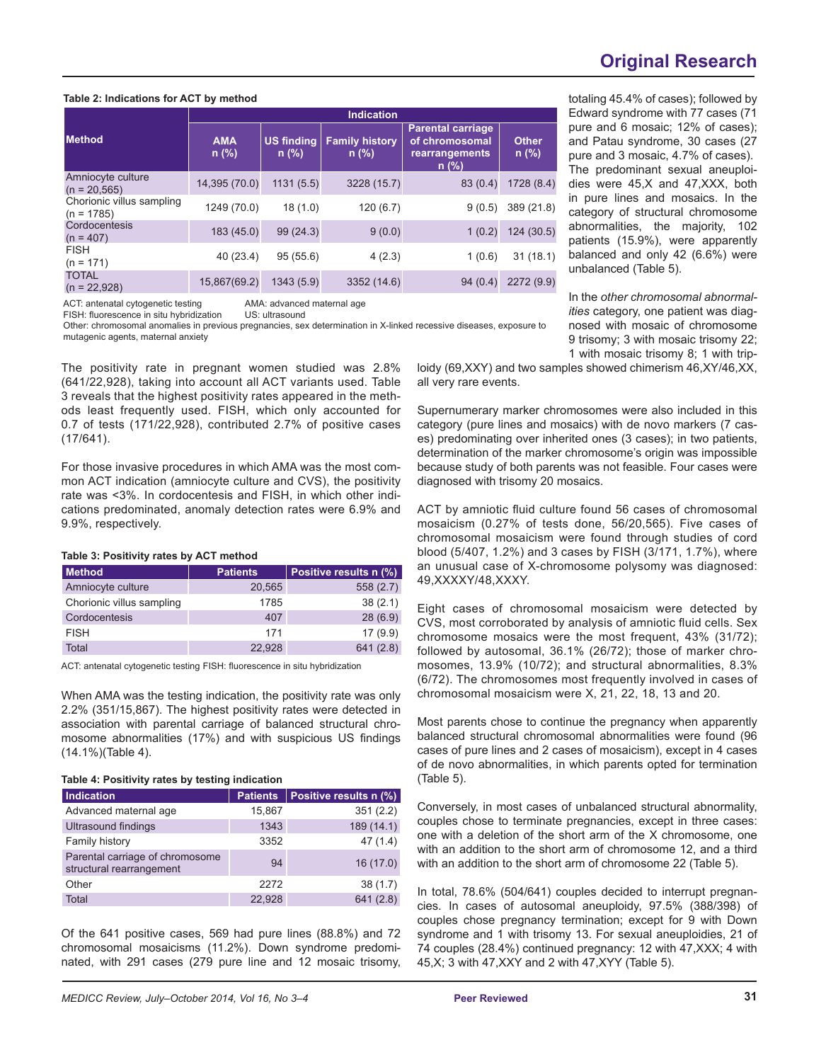**Table 2: Indications for ACT by method**

| Method | Indication | | | | |
|---|---|---|---|---|---|
| | AMA n (%) | US finding n (%) | Family history n (%) | Parental carriage of chromosomal rearrangements n (%) | Other n (%) |
| Amniocyte culture (n = 20,565) | 14,395 (70.0) | 1131 (5.5) | 3228 (15.7) | 83 (0.4) | 1728 (8.4) |
| Chorionic villus sampling (n = 1785) | 1249 (70.0) | 18 (1.0) | 120 (6.7) | 9 (0.5) | 389 (21.8) |
| Cordocentesis (n = 407) | 183 (45.0) | 99 (24.3) | 9 (0.0) | 1 (0.2) | 124 (30.5) |
| FISH (n = 171) | 40 (23.4) | 95 (55.6) | 4 (2.3) | 1 (0.6) | 31 (18.1) |
| TOTAL (n = 22,928) | 15,867(69.2) | 1343 (5.9) | 3352 (14.6) | 94 (0.4) | 2272 (9.9) |

ACT: antenatal cytogenetic testing AMA: advanced maternal age
FISH: fluorescence in situ hybridization US: ultrasound
Other: chromosomal anomalies in previous pregnancies, sex determination in X-linked recessive diseases, exposure to mutagenic agents, maternal anxiety

The positivity rate in pregnant women studied was 2.8% (641/22,928), taking into account all ACT variants used. Table 3 reveals that the highest positivity rates appeared in the methods least frequently used. FISH, which only accounted for 0.7 of tests (171/22,928), contributed 2.7% of positive cases (17/641).

For those invasive procedures in which AMA was the most common ACT indication (amniocyte culture and CVS), the positivity rate was <3%. In cordocentesis and FISH, in which other indications predominated, anomaly detection rates were 6.9% and 9.9%, respectively.

**Table 3: Positivity rates by ACT method**

| Method | Patients | Positive results n (%) |
|---|---|---|
| Amniocyte culture | 20,565 | 558 (2.7) |
| Chorionic villus sampling | 1785 | 38 (2.1) |
| Cordocentesis | 407 | 28 (6.9) |
| FISH | 171 | 17 (9.9) |
| Total | 22,928 | 641 (2.8) |

ACT: antenatal cytogenetic testing FISH: fluorescence in situ hybridization

When AMA was the testing indication, the positivity rate was only 2.2% (351/15,867). The highest positivity rates were detected in association with parental carriage of balanced structural chromosome abnormalities (17%) and with suspicious US findings (14.1%)(Table 4).

**Table 4: Positivity rates by testing indication**

| Indication | Patients | Positive results n (%) |
|---|---|---|
| Advanced maternal age | 15,867 | 351 (2.2) |
| Ultrasound findings | 1343 | 189 (14.1) |
| Family history | 3352 | 47 (1.4) |
| Parental carriage of chromosome structural rearrangement | 94 | 16 (17.0) |
| Other | 2272 | 38 (1.7) |
| Total | 22,928 | 641 (2.8) |

Of the 641 positive cases, 569 had pure lines (88.8%) and 72 chromosomal mosaicisms (11.2%). Down syndrome predominated, with 291 cases (279 pure line and 12 mosaic trisomy, totaling 45.4% of cases); followed by Edward syndrome with 77 cases (71 pure and 6 mosaic; 12% of cases); and Patau syndrome, 30 cases (27 pure and 3 mosaic, 4.7% of cases). The predominant sexual aneuploidies were 45,X and 47,XXX, both in pure lines and mosaics. In the category of structural chromosome abnormalities, the majority, 102 patients (15.9%), were apparently balanced and only 42 (6.6%) were unbalanced (Table 5).

In the *other chromosomal abnormalities* category, one patient was diagnosed with mosaic of chromosome 9 trisomy; 3 with mosaic trisomy 22; 1 with mosaic trisomy 8; 1 with triploidy (69,XXY) and two samples showed chimerism 46,XY/46,XX, all very rare events.

Supernumerary marker chromosomes were also included in this category (pure lines and mosaics) with de novo markers (7 cases) predominating over inherited ones (3 cases); in two patients, determination of the marker chromosome's origin was impossible because study of both parents was not feasible. Four cases were diagnosed with trisomy 20 mosaics.

ACT by amniotic fluid culture found 56 cases of chromosomal mosaicism (0.27% of tests done, 56/20,565). Five cases of chromosomal mosaicism were found through studies of cord blood (5/407, 1.2%) and 3 cases by FISH (3/171, 1.7%), where an unusual case of X-chromosome polysomy was diagnosed: 49,XXXXY/48,XXXY.

Eight cases of chromosomal mosaicism were detected by CVS, most corroborated by analysis of amniotic fluid cells. Sex chromosome mosaics were the most frequent, 43% (31/72); followed by autosomal, 36.1% (26/72); those of marker chromosomes, 13.9% (10/72); and structural abnormalities, 8.3% (6/72). The chromosomes most frequently involved in cases of chromosomal mosaicism were X, 21, 22, 18, 13 and 20.

Most parents chose to continue the pregnancy when apparently balanced structural chromosomal abnormalities were found (96 cases of pure lines and 2 cases of mosaicism), except in 4 cases of de novo abnormalities, in which parents opted for termination (Table 5).

Conversely, in most cases of unbalanced structural abnormality, couples chose to terminate pregnancies, except in three cases: one with a deletion of the short arm of the X chromosome, one with an addition to the short arm of chromosome 12, and a third with an addition to the short arm of chromosome 22 (Table 5).

In total, 78.6% (504/641) couples decided to interrupt pregnancies. In cases of autosomal aneuploidy, 97.5% (388/398) of couples chose pregnancy termination; except for 9 with Down syndrome and 1 with trisomy 13. For sexual aneuploidies, 21 of 74 couples (28.4%) continued pregnancy: 12 with 47,XXX; 4 with 45,X; 3 with 47,XXY and 2 with 47,XYY (Table 5).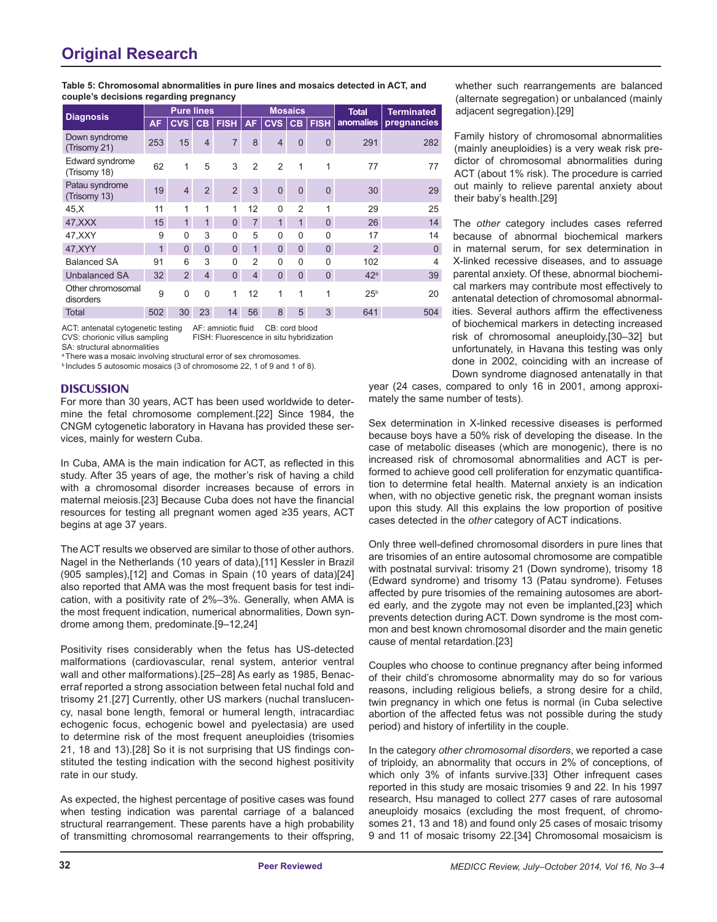**Table 5: Chromosomal abnormalities in pure lines and mosaics detected in ACT, and couple's decisions regarding pregnancy**

| Diagnosis | Pure lines | | | | Mosaics | | | | Total anomalies | Terminated pregnancies |
|---|---|---|---|---|---|---|---|---|---|---|
| | AF | CVS | CB | FISH | AF | CVS | CB | FISH | | |
| Down syndrome (Trisomy 21) | 253 | 15 | 4 | 7 | 8 | 4 | 0 | 0 | 291 | 282 |
| Edward syndrome (Trisomy 18) | 62 | 1 | 5 | 3 | 2 | 2 | 1 | 1 | 77 | 77 |
| Patau syndrome (Trisomy 13) | 19 | 4 | 2 | 2 | 3 | 0 | 0 | 0 | 30 | 29 |
| 45,X | 11 | 1 | 1 | 1 | 12 | 0 | 2 | 1 | 29 | 25 |
| 47,XXX | 15 | 1 | 1 | 0 | 7 | 1 | 1 | 0 | 26 | 14 |
| 47,XXY | 9 | 0 | 3 | 0 | 5 | 0 | 0 | 0 | 17 | 14 |
| 47,XYY | 1 | 0 | 0 | 0 | 1 | 0 | 0 | 0 | 2 | 0 |
| Balanced SA | 91 | 6 | 3 | 0 | 2 | 0 | 0 | 0 | 102 | 4 |
| Unbalanced SA | 32 | 2 | 4 | 0 | 4 | 0 | 0 | 0 | 42[a] | 39 |
| Other chromosomal disorders | 9 | 0 | 0 | 1 | 12 | 1 | 1 | 1 | 25[b] | 20 |
| Total | 502 | 30 | 23 | 14 | 56 | 8 | 5 | 3 | 641 | 504 |

ACT: antenatal cytogenetic testing AF: amniotic fluid CB: cord blood
CVS: chorionic villus sampling FISH: Fluorescence in situ hybridization
SA: structural abnormalities
[a] There was a mosaic involving structural error of sex chromosomes.
[b] Includes 5 autosomic mosaics (3 of chromosome 22, 1 of 9 and 1 of 8).

## DISCUSSION

For more than 30 years, ACT has been used worldwide to determine the fetal chromosome complement.[22] Since 1984, the CNGM cytogenetic laboratory in Havana has provided these services, mainly for western Cuba.

In Cuba, AMA is the main indication for ACT, as reflected in this study. After 35 years of age, the mother's risk of having a child with a chromosomal disorder increases because of errors in maternal meiosis.[23] Because Cuba does not have the financial resources for testing all pregnant women aged ≥35 years, ACT begins at age 37 years.

The ACT results we observed are similar to those of other authors. Nagel in the Netherlands (10 years of data),[11] Kessler in Brazil (905 samples),[12] and Comas in Spain (10 years of data)[24] also reported that AMA was the most frequent basis for test indication, with a positivity rate of 2%–3%. Generally, when AMA is the most frequent indication, numerical abnormalities, Down syndrome among them, predominate.[9–12,24]

Positivity rises considerably when the fetus has US-detected malformations (cardiovascular, renal system, anterior ventral wall and other malformations).[25–28] As early as 1985, Benacerraf reported a strong association between fetal nuchal fold and trisomy 21.[27] Currently, other US markers (nuchal translucency, nasal bone length, femoral or humeral length, intracardiac echogenic focus, echogenic bowel and pyelectasia) are used to determine risk of the most frequent aneuploidies (trisomies 21, 18 and 13).[28] So it is not surprising that US findings constituted the testing indication with the second highest positivity rate in our study.

As expected, the highest percentage of positive cases was found when testing indication was parental carriage of a balanced structural rearrangement. These parents have a high probability of transmitting chromosomal rearrangements to their offspring, whether such rearrangements are balanced (alternate segregation) or unbalanced (mainly adjacent segregation).[29]

Family history of chromosomal abnormalities (mainly aneuploidies) is a very weak risk predictor of chromosomal abnormalities during ACT (about 1% risk). The procedure is carried out mainly to relieve parental anxiety about their baby's health.[29]

The *other* category includes cases referred because of abnormal biochemical markers in maternal serum, for sex determination in X-linked recessive diseases, and to assuage parental anxiety. Of these, abnormal biochemical markers may contribute most effectively to antenatal detection of chromosomal abnormalities. Several authors affirm the effectiveness of biochemical markers in detecting increased risk of chromosomal aneuploidy,[30–32] but unfortunately, in Havana this testing was only done in 2002, coinciding with an increase of Down syndrome diagnosed antenatally in that year (24 cases, compared to only 16 in 2001, among approximately the same number of tests).

Sex determination in X-linked recessive diseases is performed because boys have a 50% risk of developing the disease. In the case of metabolic diseases (which are monogenic), there is no increased risk of chromosomal abnormalities and ACT is performed to achieve good cell proliferation for enzymatic quantification to determine fetal health. Maternal anxiety is an indication when, with no objective genetic risk, the pregnant woman insists upon this study. All this explains the low proportion of positive cases detected in the *other* category of ACT indications.

Only three well-defined chromosomal disorders in pure lines that are trisomies of an entire autosomal chromosome are compatible with postnatal survival: trisomy 21 (Down syndrome), trisomy 18 (Edward syndrome) and trisomy 13 (Patau syndrome). Fetuses affected by pure trisomies of the remaining autosomes are aborted early, and the zygote may not even be implanted,[23] which prevents detection during ACT. Down syndrome is the most common and best known chromosomal disorder and the main genetic cause of mental retardation.[23]

Couples who choose to continue pregnancy after being informed of their child's chromosome abnormality may do so for various reasons, including religious beliefs, a strong desire for a child, twin pregnancy in which one fetus is normal (in Cuba selective abortion of the affected fetus was not possible during the study period) and history of infertility in the couple.

In the category *other chromosomal disorders*, we reported a case of triploidy, an abnormality that occurs in 2% of conceptions, of which only 3% of infants survive.[33] Other infrequent cases reported in this study are mosaic trisomies 9 and 22. In his 1997 research, Hsu managed to collect 277 cases of rare autosomal aneuploidy mosaics (excluding the most frequent, of chromosomes 21, 13 and 18) and found only 25 cases of mosaic trisomy 9 and 11 of mosaic trisomy 22.[34] Chromosomal mosaicism is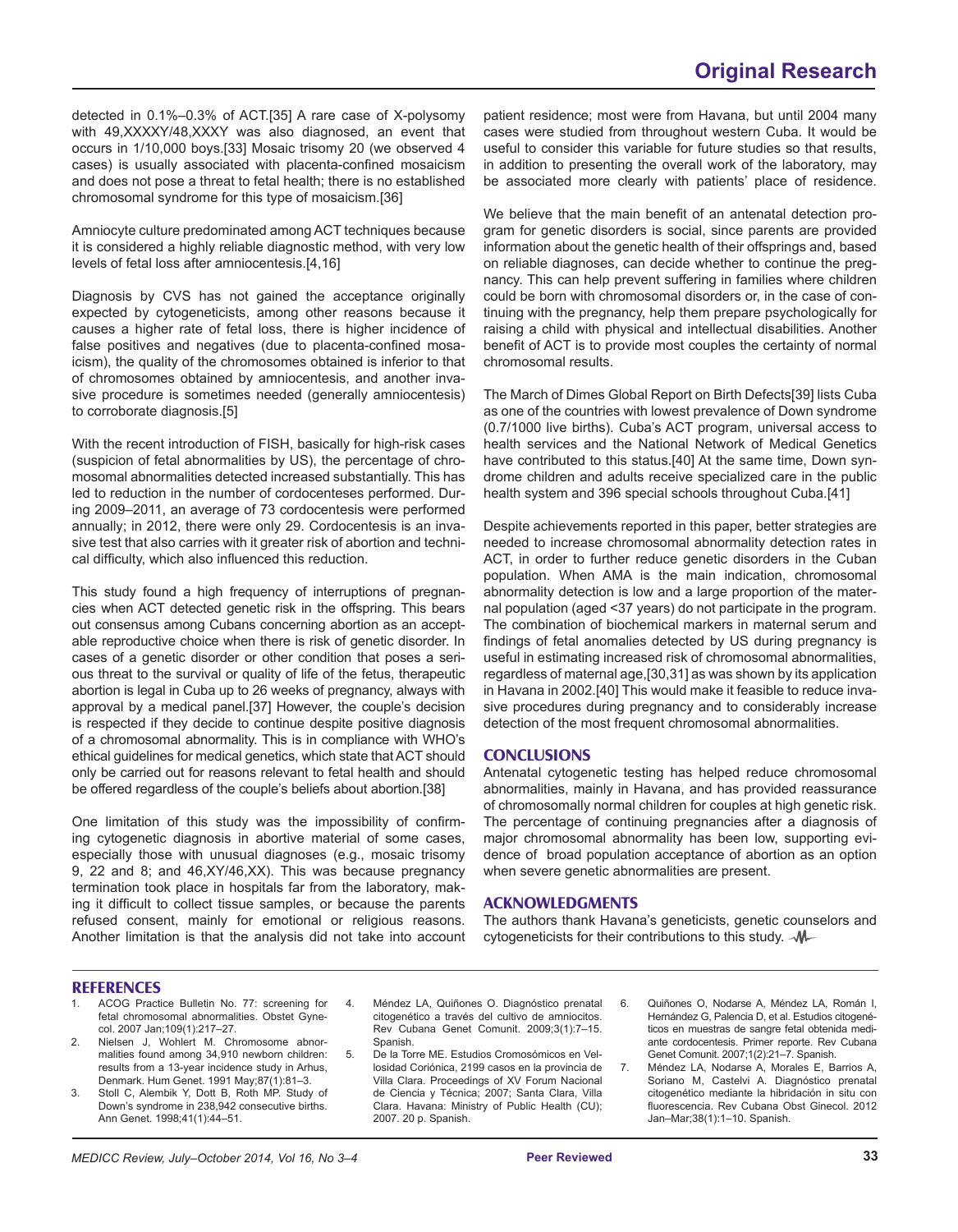detected in 0.1%–0.3% of ACT.[35] A rare case of X-polysomy with 49,XXXXY/48,XXXY was also diagnosed, an event that occurs in 1/10,000 boys.[33] Mosaic trisomy 20 (we observed 4 cases) is usually associated with placenta-confined mosaicism and does not pose a threat to fetal health; there is no established chromosomal syndrome for this type of mosaicism.[36]

Amniocyte culture predominated among ACT techniques because it is considered a highly reliable diagnostic method, with very low levels of fetal loss after amniocentesis.[4,16]

Diagnosis by CVS has not gained the acceptance originally expected by cytogeneticists, among other reasons because it causes a higher rate of fetal loss, there is higher incidence of false positives and negatives (due to placenta-confined mosaicism), the quality of the chromosomes obtained is inferior to that of chromosomes obtained by amniocentesis, and another invasive procedure is sometimes needed (generally amniocentesis) to corroborate diagnosis.[5]

With the recent introduction of FISH, basically for high-risk cases (suspicion of fetal abnormalities by US), the percentage of chromosomal abnormalities detected increased substantially. This has led to reduction in the number of cordocenteses performed. During 2009–2011, an average of 73 cordocentesis were performed annually; in 2012, there were only 29. Cordocentesis is an invasive test that also carries with it greater risk of abortion and technical difficulty, which also influenced this reduction.

This study found a high frequency of interruptions of pregnancies when ACT detected genetic risk in the offspring. This bears out consensus among Cubans concerning abortion as an acceptable reproductive choice when there is risk of genetic disorder. In cases of a genetic disorder or other condition that poses a serious threat to the survival or quality of life of the fetus, therapeutic abortion is legal in Cuba up to 26 weeks of pregnancy, always with approval by a medical panel.[37] However, the couple's decision is respected if they decide to continue despite positive diagnosis of a chromosomal abnormality. This is in compliance with WHO's ethical guidelines for medical genetics, which state that ACT should only be carried out for reasons relevant to fetal health and should be offered regardless of the couple's beliefs about abortion.[38]

One limitation of this study was the impossibility of confirming cytogenetic diagnosis in abortive material of some cases, especially those with unusual diagnoses (e.g., mosaic trisomy 9, 22 and 8; and 46,XY/46,XX). This was because pregnancy termination took place in hospitals far from the laboratory, making it difficult to collect tissue samples, or because the parents refused consent, mainly for emotional or religious reasons. Another limitation is that the analysis did not take into account patient residence; most were from Havana, but until 2004 many cases were studied from throughout western Cuba. It would be useful to consider this variable for future studies so that results, in addition to presenting the overall work of the laboratory, may be associated more clearly with patients' place of residence.

We believe that the main benefit of an antenatal detection program for genetic disorders is social, since parents are provided information about the genetic health of their offsprings and, based on reliable diagnoses, can decide whether to continue the pregnancy. This can help prevent suffering in families where children could be born with chromosomal disorders or, in the case of continuing with the pregnancy, help them prepare psychologically for raising a child with physical and intellectual disabilities. Another benefit of ACT is to provide most couples the certainty of normal chromosomal results.

The March of Dimes Global Report on Birth Defects[39] lists Cuba as one of the countries with lowest prevalence of Down syndrome (0.7/1000 live births). Cuba's ACT program, universal access to health services and the National Network of Medical Genetics have contributed to this status.[40] At the same time, Down syndrome children and adults receive specialized care in the public health system and 396 special schools throughout Cuba.[41]

Despite achievements reported in this paper, better strategies are needed to increase chromosomal abnormality detection rates in ACT, in order to further reduce genetic disorders in the Cuban population. When AMA is the main indication, chromosomal abnormality detection is low and a large proportion of the maternal population (aged <37 years) do not participate in the program. The combination of biochemical markers in maternal serum and findings of fetal anomalies detected by US during pregnancy is useful in estimating increased risk of chromosomal abnormalities, regardless of maternal age,[30,31] as was shown by its application in Havana in 2002.[40] This would make it feasible to reduce invasive procedures during pregnancy and to considerably increase detection of the most frequent chromosomal abnormalities.

## CONCLUSIONS

Antenatal cytogenetic testing has helped reduce chromosomal abnormalities, mainly in Havana, and has provided reassurance of chromosomally normal children for couples at high genetic risk. The percentage of continuing pregnancies after a diagnosis of major chromosomal abnormality has been low, supporting evidence of broad population acceptance of abortion as an option when severe genetic abnormalities are present.

## ACKNOWLEDGMENTS

The authors thank Havana's geneticists, genetic counselors and cytogeneticists for their contributions to this study.

## REFERENCES

1. ACOG Practice Bulletin No. 77: screening for fetal chromosomal abnormalities. Obstet Gynecol. 2007 Jan;109(1):217–27.
2. Nielsen J, Wohlert M. Chromosome abnormalities found among 34,910 newborn children: results from a 13-year incidence study in Arhus, Denmark. Hum Genet. 1991 May;87(1):81–3.
3. Stoll C, Alembik Y, Dott B, Roth MP. Study of Down's syndrome in 238,942 consecutive births. Ann Genet. 1998;41(1):44–51.
4. Méndez LA, Quiñones O. Diagnóstico prenatal citogenético a través del cultivo de amniocitos. Rev Cubana Genet Comunit. 2009;3(1):7–15. Spanish.
5. De la Torre ME. Estudios Cromosómicos en Vellosidad Coriónica, 2199 casos en la provincia de Villa Clara. Proceedings of XV Forum Nacional de Ciencia y Técnica; 2007; Santa Clara, Villa Clara. Havana: Ministry of Public Health (CU); 2007. 20 p. Spanish.
6. Quiñones O, Nodarse A, Méndez LA, Román I, Hernández G, Palencia D, et al. Estudios citogenéticos en muestras de sangre fetal obtenida mediante cordocentesis. Primer reporte. Rev Cubana Genet Comunit. 2007;1(2):21–7. Spanish.
7. Méndez LA, Nodarse A, Morales E, Barrios A, Soriano M, Castelvi A. Diagnóstico prenatal citogenético mediante la hibridación in situ con fluorescencia. Rev Cubana Obst Ginecol. 2012 Jan–Mar;38(1):1–10. Spanish.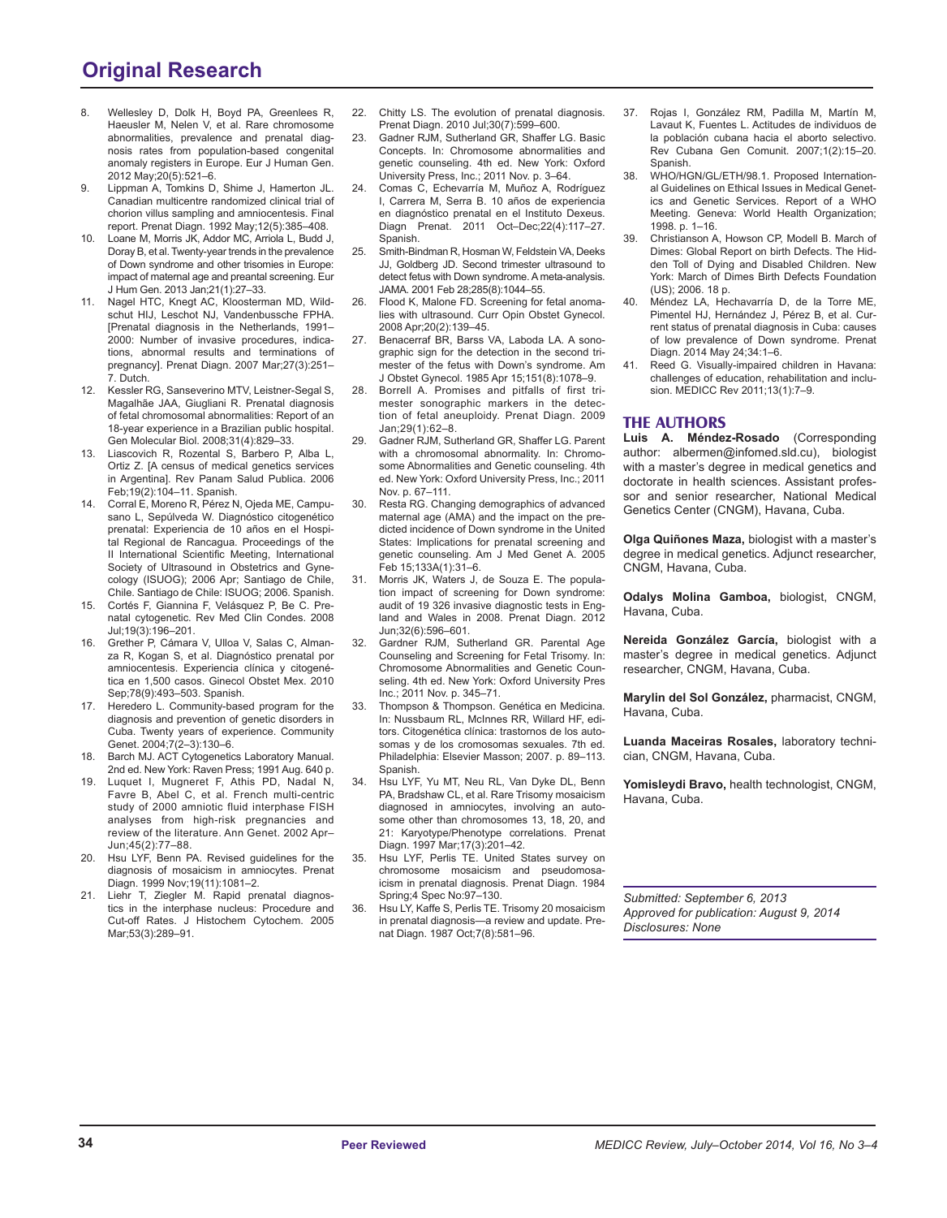8. Wellesley D, Dolk H, Boyd PA, Greenlees R, Haeusler M, Nelen V, et al. Rare chromosome abnormalities, prevalence and prenatal diagnosis rates from population-based congenital anomaly registers in Europe. Eur J Human Gen. 2012 May;20(5):521–6.
9. Lippman A, Tomkins D, Shime J, Hamerton JL. Canadian multicentre randomized clinical trial of chorion villus sampling and amniocentesis. Final report. Prenat Diagn. 1992 May;12(5):385–408.
10. Loane M, Morris JK, Addor MC, Arriola L, Budd J, Doray B, et al. Twenty-year trends in the prevalence of Down syndrome and other trisomies in Europe: impact of maternal age and preantal screening. Eur J Hum Gen. 2013 Jan;21(1):27–33.
11. Nagel HTC, Knegt AC, Kloosterman MD, Wildschut HIJ, Leschot NJ, Vandenbussche FPHA. [Prenatal diagnosis in the Netherlands, 1991–2000: Number of invasive procedures, indications, abnormal results and terminations of pregnancy]. Prenat Diagn. 2007 Mar;27(3):251–7. Dutch.
12. Kessler RG, Sanseverino MTV, Leistner-Segal S, Magalhãe JAA, Giugliani R. Prenatal diagnosis of fetal chromosomal abnormalities: Report of an 18-year experience in a Brazilian public hospital. Gen Molecular Biol. 2008;31(4):829–33.
13. Liascovich R, Rozental S, Barbero P, Alba L, Ortiz Z. [A census of medical genetics services in Argentina]. Rev Panam Salud Publica. 2006 Feb;19(2):104–11. Spanish.
14. Corral E, Moreno R, Pérez N, Ojeda ME, Campusano L, Sepúlveda W. Diagnóstico citogenético prenatal: Experiencia de 10 años en el Hospital Regional de Rancagua. Proceedings of the II International Scientific Meeting, International Society of Ultrasound in Obstetrics and Gynecology (ISUOG); 2006 Apr; Santiago de Chile, Chile. Santiago de Chile: ISUOG; 2006. Spanish.
15. Cortés F, Giannina F, Velásquez P, Be C. Prenatal cytogenetic. Rev Med Clin Condes. 2008 Jul;19(3):196–201.
16. Grether P, Cámara V, Ulloa V, Salas C, Almanza R, Kogan S, et al. Diagnóstico prenatal por amniocentesis. Experiencia clínica y citogenética en 1,500 casos. Ginecol Obstet Mex. 2010 Sep;78(9):493–503. Spanish.
17. Heredero L. Community-based program for the diagnosis and prevention of genetic disorders in Cuba. Twenty years of experience. Community Genet. 2004;7(2–3):130–6.
18. Barch MJ. ACT Cytogenetics Laboratory Manual. 2nd ed. New York: Raven Press; 1991 Aug. 640 p.
19. Luquet I, Mugneret F, Athis PD, Nadal N, Favre B, Abel C, et al. French multi-centric study of 2000 amniotic fluid interphase FISH analyses from high-risk pregnancies and review of the literature. Ann Genet. 2002 Apr–Jun;45(2):77–88.
20. Hsu LYF, Benn PA. Revised guidelines for the diagnosis of mosaicism in amniocytes. Prenat Diagn. 1999 Nov;19(11):1081–2.
21. Liehr T, Ziegler M. Rapid prenatal diagnostics in the interphase nucleus: Procedure and Cut-off Rates. J Histochem Cytochem. 2005 Mar;53(3):289–91.
22. Chitty LS. The evolution of prenatal diagnosis. Prenat Diagn. 2010 Jul;30(7):599–600.
23. Gadner RJM, Sutherland GR, Shaffer LG. Basic Concepts. In: Chromosome abnormalities and genetic counseling. 4th ed. New York: Oxford University Press, Inc.; 2011 Nov. p. 3–64.
24. Comas C, Echevarría M, Muñoz A, Rodríguez I, Carrera M, Serra B. 10 años de experiencia en diagnóstico prenatal en el Instituto Dexeus. Diagn Prenat. 2011 Oct–Dec;22(4):117–27. Spanish.
25. Smith-Bindman R, Hosman W, Feldstein VA, Deeks JJ, Goldberg JD. Second trimester ultrasound to detect fetus with Down syndrome. A meta-analysis. JAMA. 2001 Feb 28;285(8):1044–55.
26. Flood K, Malone FD. Screening for fetal anomalies with ultrasound. Curr Opin Obstet Gynecol. 2008 Apr;20(2):139–45.
27. Benacerraf BR, Barss VA, Laboda LA. A sonographic sign for the detection in the second trimester of the fetus with Down's syndrome. Am J Obstet Gynecol. 1985 Apr 15;151(8):1078–9.
28. Borrell A. Promises and pitfalls of first trimester sonographic markers in the detection of fetal aneuploidy. Prenat Diagn. 2009 Jan;29(1):62–8.
29. Gadner RJM, Sutherland GR, Shaffer LG. Parent with a chromosomal abnormality. In: Chromosome Abnormalities and Genetic counseling. 4th ed. New York: Oxford University Press, Inc.; 2011 Nov. p. 67–111.
30. Resta RG. Changing demographics of advanced maternal age (AMA) and the impact on the predicted incidence of Down syndrome in the United States: Implications for prenatal screening and genetic counseling. Am J Med Genet A. 2005 Feb 15;133A(1):31–6.
31. Morris JK, Waters J, de Souza E. The population impact of screening for Down syndrome: audit of 19 326 invasive diagnostic tests in England and Wales in 2008. Prenat Diagn. 2012 Jun;32(6):596–601.
32. Gardner RJM, Sutherland GR. Parental Age Counseling and Screening for Fetal Trisomy. In: Chromosome Abnormalities and Genetic Counseling. 4th ed. New York: Oxford University Pres Inc.; 2011 Nov. p. 345–71.
33. Thompson & Thompson. Genética en Medicina. In: Nussbaum RL, McInnes RR, Willard HF, editors. Citogenética clínica: trastornos de los autosomas y de los cromosomas sexuales. 7th ed. Philadelphia: Elsevier Masson; 2007. p. 89–113. Spanish.
34. Hsu LYF, Yu MT, Neu RL, Van Dyke DL, Benn PA, Bradshaw CL, et al. Rare Trisomy mosaicism diagnosed in amniocytes, involving an autosome other than chromosomes 13, 18, 20, and 21: Karyotype/Phenotype correlations. Prenat Diagn. 1997 Mar;17(3):201–42.
35. Hsu LYF, Perlis TE. United States survey on chromosome mosaicism and pseudomosaicism in prenatal diagnosis. Prenat Diagn. 1984 Spring;4 Spec No:97–130.
36. Hsu LY, Kaffe S, Perlis TE. Trisomy 20 mosaicism in prenatal diagnosis—a review and update. Prenat Diagn. 1987 Oct;7(8):581–96.
37. Rojas I, González RM, Padilla M, Martín M, Lavaut K, Fuentes L. Actitudes de individuos de la población cubana hacia el aborto selectivo. Rev Cubana Gen Comunit. 2007;1(2):15–20. Spanish.
38. WHO/HGN/GL/ETH/98.1. Proposed International Guidelines on Ethical Issues in Medical Genetics and Genetic Services. Report of a WHO Meeting. Geneva: World Health Organization; 1998. p. 1–16.
39. Christianson A, Howson CP, Modell B. March of Dimes: Global Report on birth Defects. The Hidden Toll of Dying and Disabled Children. New York: March of Dimes Birth Defects Foundation (US); 2006. 18 p.
40. Méndez LA, Hechavarría D, de la Torre ME, Pimentel HJ, Hernández J, Pérez B, et al. Current status of prenatal diagnosis in Cuba: causes of low prevalence of Down syndrome. Prenat Diagn. 2014 May 24;34:1–6.
41. Reed G. Visually-impaired children in Havana: challenges of education, rehabilitation and inclusion. MEDICC Rev 2011;13(1):7–9.

## THE AUTHORS

**Luis A. Méndez-Rosado** (Corresponding author: albermen@infomed.sld.cu), biologist with a master's degree in medical genetics and doctorate in health sciences. Assistant professor and senior researcher, National Medical Genetics Center (CNGM), Havana, Cuba.

**Olga Quiñones Maza,** biologist with a master's degree in medical genetics. Adjunct researcher, CNGM, Havana, Cuba.

**Odalys Molina Gamboa,** biologist, CNGM, Havana, Cuba.

**Nereida González García,** biologist with a master's degree in medical genetics. Adjunct researcher, CNGM, Havana, Cuba.

**Marylin del Sol González,** pharmacist, CNGM, Havana, Cuba.

**Luanda Maceiras Rosales,** laboratory technician, CNGM, Havana, Cuba.

**Yomisleydi Bravo,** health technologist, CNGM, Havana, Cuba.

*Submitted: September 6, 2013*
*Approved for publication: August 9, 2014*
*Disclosures: None*